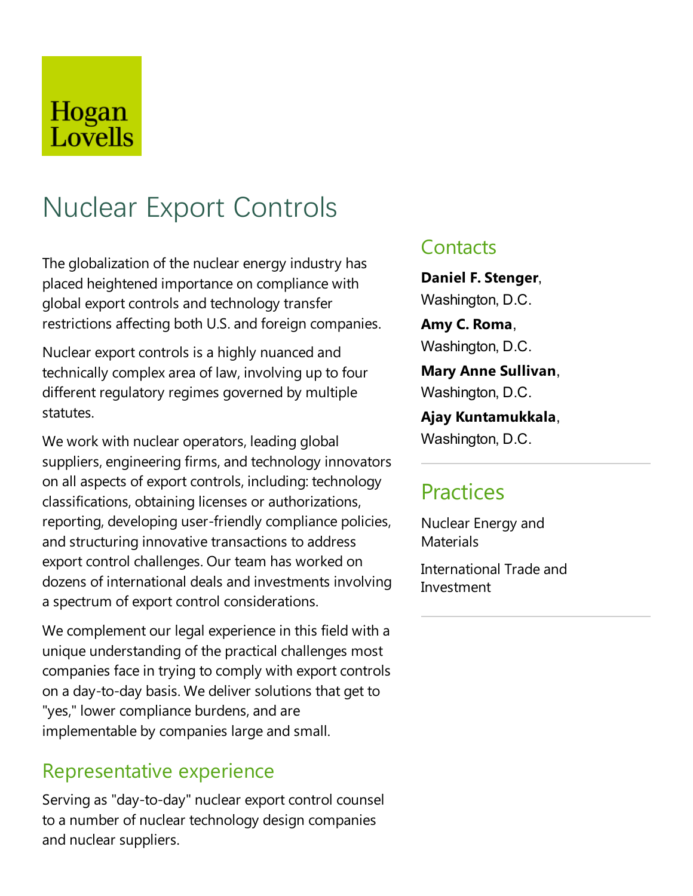Hogan Lovells

# Nuclear Export Controls

The globalization of the nuclear energy industry has placed heightened importance on compliance with global export controls and technology transfer restrictions affecting both U.S. and foreign companies.

Nuclear export controls is a highly nuanced and technically complex area of law, involving up to four different regulatory regimes governed by multiple statutes.

We work with nuclear operators, leading global suppliers, engineering firms, and technology innovators on all aspects of export controls, including: technology classifications, obtaining licenses or authorizations, reporting, developing user-friendly compliance policies, and structuring innovative transactions to address export control challenges. Our team has worked on dozens of international deals and investments involving a spectrum of export control considerations.

We complement our legal experience in this field with a unique understanding of the practical challenges most companies face in trying to comply with export controls on a day-to-day basis. We deliver solutions that get to "yes," lower compliance burdens, and are implementable by companies large and small.

## Representative experience

Serving as "day-to-day" nuclear export control counsel to a number of nuclear technology design companies and nuclear suppliers.

## Contacts

**Daniel F. Stenger**, Washington, D.C.

**Amy C. Roma**, Washington, D.C.

**Mary Anne Sullivan**, Washington, D.C.

**Ajay Kuntamukkala**, Washington, D.C.

## Practices

Nuclear Energy and Materials

International Trade and Investment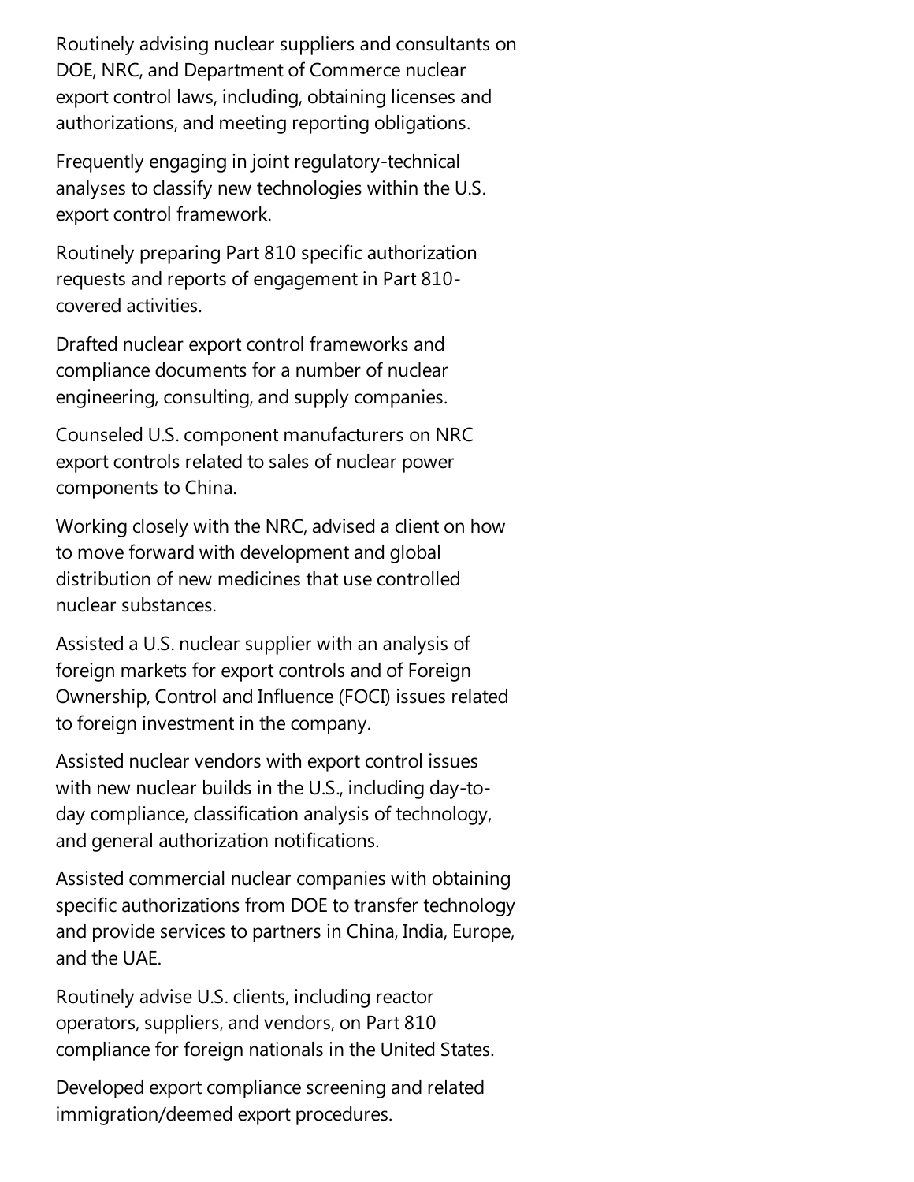Routinely advising nuclear suppliers and consultants on DOE, NRC, and Department of Commerce nuclear export control laws, including, obtaining licenses and authorizations, and meeting reporting obligations.

Frequently engaging in joint regulatory-technical analyses to classify new technologies within the U.S. export control framework.

Routinely preparing Part 810 specific authorization requests and reports of engagement in Part 810-covered activities.

Drafted nuclear export control frameworks and compliance documents for a number of nuclear engineering, consulting, and supply companies.

Counseled U.S. component manufacturers on NRC export controls related to sales of nuclear power components to China.

Working closely with the NRC, advised a client on how to move forward with development and global distribution of new medicines that use controlled nuclear substances.

Assisted a U.S. nuclear supplier with an analysis of foreign markets for export controls and of Foreign Ownership, Control and Influence (FOCI) issues related to foreign investment in the company.

Assisted nuclear vendors with export control issues with new nuclear builds in the U.S., including day-to-day compliance, classification analysis of technology, and general authorization notifications.

Assisted commercial nuclear companies with obtaining specific authorizations from DOE to transfer technology and provide services to partners in China, India, Europe, and the UAE.

Routinely advise U.S. clients, including reactor operators, suppliers, and vendors, on Part 810 compliance for foreign nationals in the United States.

Developed export compliance screening and related immigration/deemed export procedures.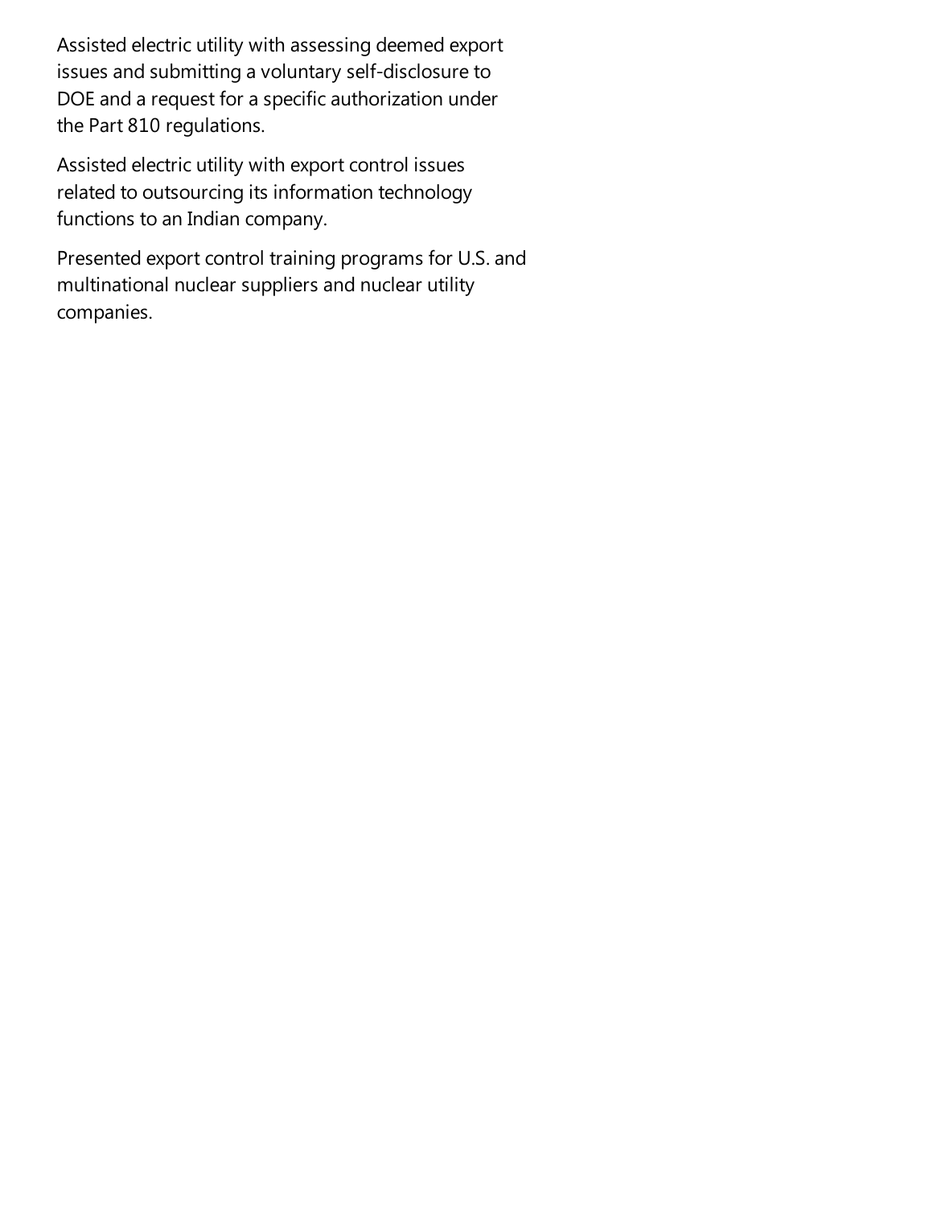Assisted electric utility with assessing deemed export issues and submitting a voluntary self-disclosure to DOE and a request for a specific authorization under the Part 810 regulations.

Assisted electric utility with export control issues related to outsourcing its information technology functions to an Indian company.

Presented export control training programs for U.S. and multinational nuclear suppliers and nuclear utility companies.